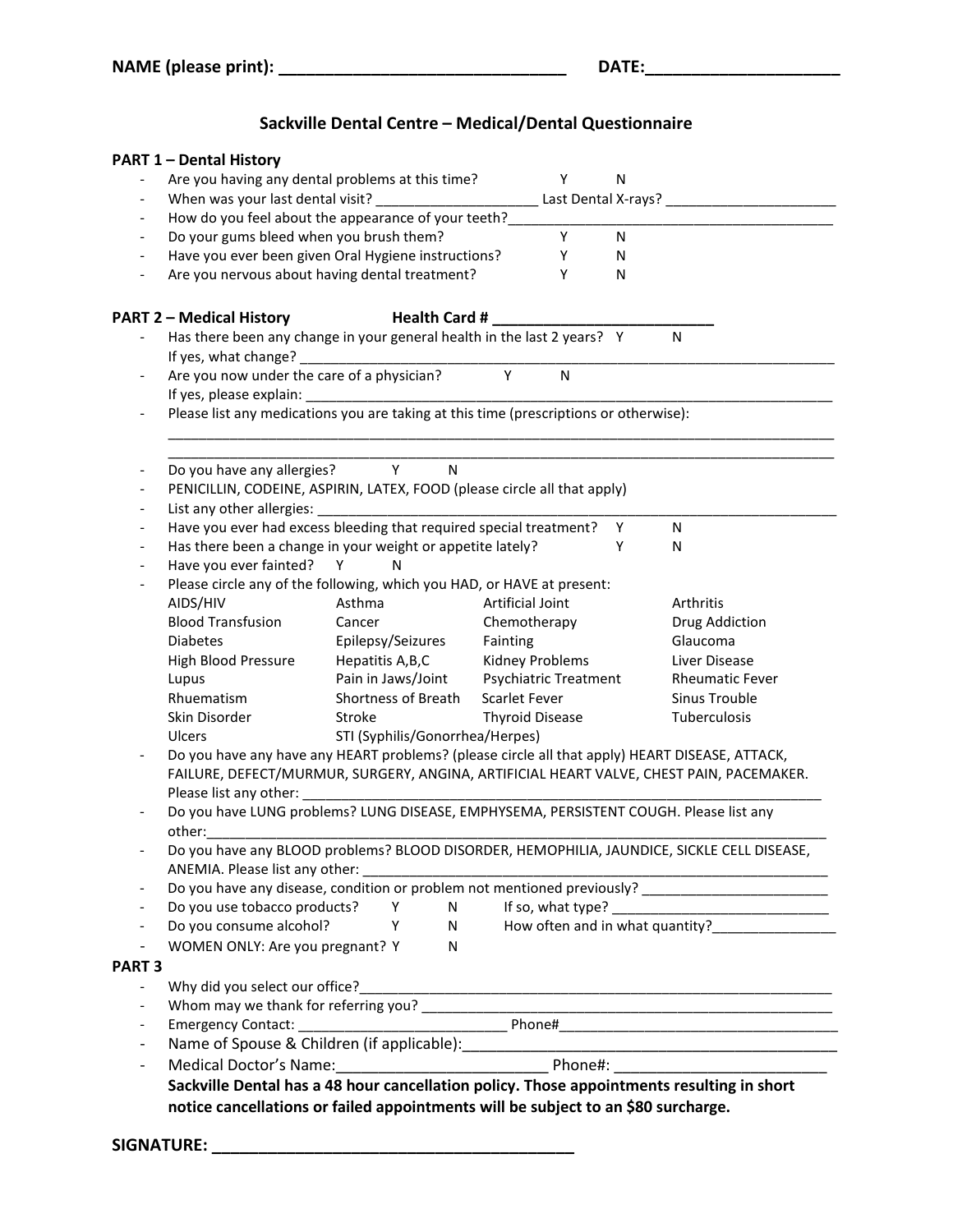**NAME (please print): _______________________________ DATE:_____________________**

## Sackville Dental Centre – Medical/Dental Questionnaire

**PART 1 – Dental History**

- Are you having any dental problems at this time? Y N
- When was your last dental visit? ____________________ Last Dental X-rays? ______________________
- How do you feel about the appearance of your teeth?____________________________________________
- Do your gums bleed when you brush them? Y N
- Have you ever been given Oral Hygiene instructions? Y N
- Are you nervous about having dental treatment? Y N

**PART 2 – Medical History** **Health Card # _________________________**

- Has there been any change in your general health in the last 2 years? Y N
  If yes, what change? ___________________________________________________________________
- Are you now under the care of a physician? Y N
  If yes, please explain: __________________________________________________________________
- Please list any medications you are taking at this time (prescriptions or otherwise):
  ___________________________________________________________________________________
  ___________________________________________________________________________________
- Do you have any allergies? Y N
- PENICILLIN, CODEINE, ASPIRIN, LATEX, FOOD (please circle all that apply)
- List any other allergies: _________________________________________________________________
- Have you ever had excess bleeding that required special treatment? Y N
- Has there been a change in your weight or appetite lately? Y N
- Have you ever fainted? Y N
- Please circle any of the following, which you HAD, or HAVE at present:

| | | | |
|---|---|---|---|
| AIDS/HIV | Asthma | Artificial Joint | Arthritis |
| Blood Transfusion | Cancer | Chemotherapy | Drug Addiction |
| Diabetes | Epilepsy/Seizures | Fainting | Glaucoma |
| High Blood Pressure | Hepatitis A,B,C | Kidney Problems | Liver Disease |
| Lupus | Pain in Jaws/Joint | Psychiatric Treatment | Rheumatic Fever |
| Rhuematism | Shortness of Breath | Scarlet Fever | Sinus Trouble |
| Skin Disorder | Stroke | Thyroid Disease | Tuberculosis |
| Ulcers | STI (Syphilis/Gonorrhea/Herpes) | | |

- Do you have any have any HEART problems? (please circle all that apply) HEART DISEASE, ATTACK, FAILURE, DEFECT/MURMUR, SURGERY, ANGINA, ARTIFICIAL HEART VALVE, CHEST PAIN, PACEMAKER. Please list any other: ______________________________________________________________
- Do you have LUNG problems? LUNG DISEASE, EMPHYSEMA, PERSISTENT COUGH. Please list any other:__________________________________________________________________________
- Do you have any BLOOD problems? BLOOD DISORDER, HEMOPHILIA, JAUNDICE, SICKLE CELL DISEASE, ANEMIA. Please list any other: _____________________________________________________
- Do you have any disease, condition or problem not mentioned previously? ________________________
- Do you use tobacco products? Y N If so, what type? ____________________________
- Do you consume alcohol? Y N How often and in what quantity?________________
- WOMEN ONLY: Are you pregnant? Y N

**PART 3**

- Why did you select our office?_____________________________________________________________
- Whom may we thank for referring you? ______________________________________________________
- Emergency Contact: __________________________ Phone#____________________________________
- Name of Spouse & Children (if applicable):_____________________________________________
- Medical Doctor's Name:_________________________ Phone#: ________________________

  **Sackville Dental has a 48 hour cancellation policy. Those appointments resulting in short notice cancellations or failed appointments will be subject to an $80 surcharge.**

**SIGNATURE: ________________________________________**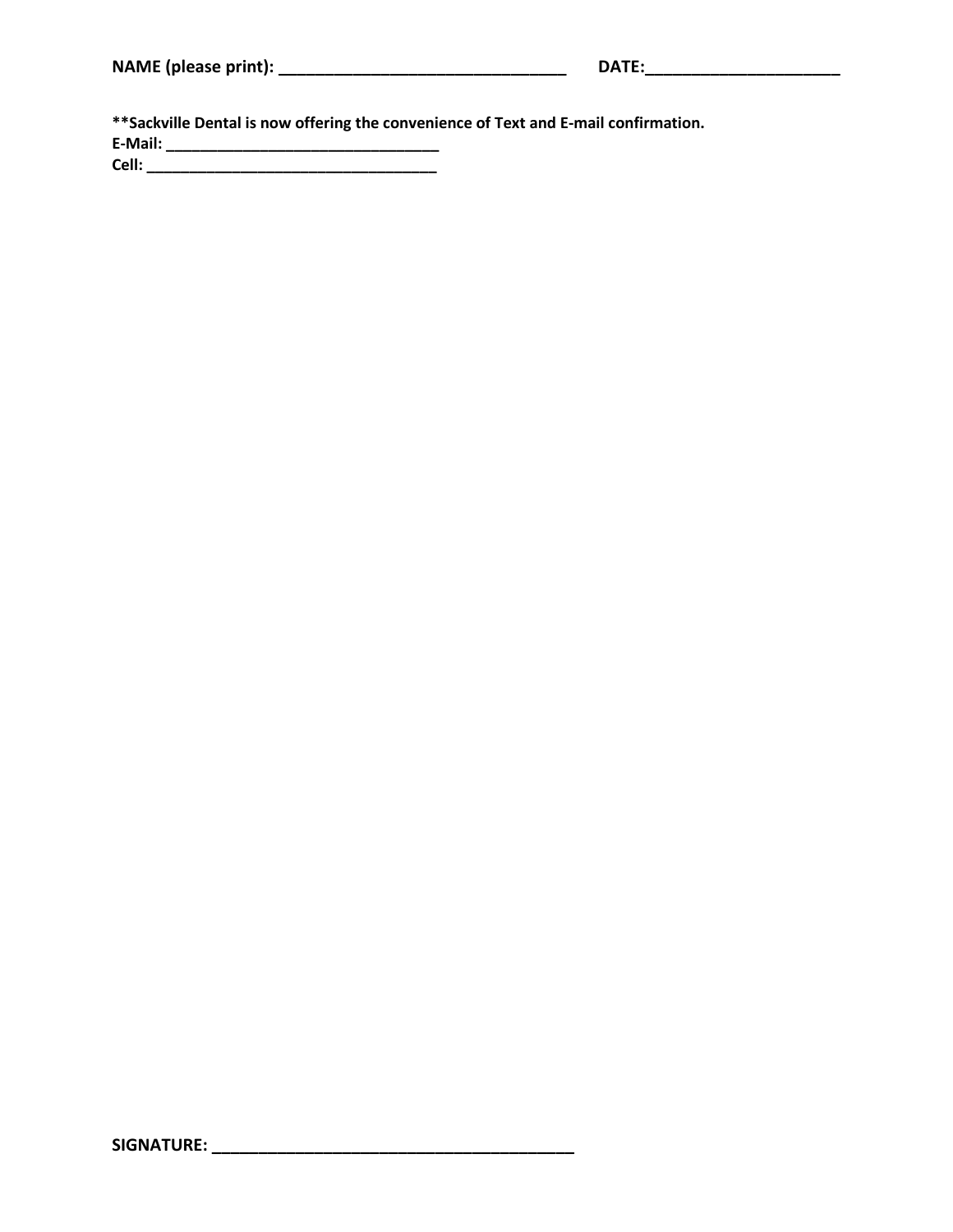**NAME (please print): ________________________________ DATE:_____________________**

**\*\*Sackville Dental is now offering the convenience of Text and E-mail confirmation.**
**E-Mail: _______________________________**
**Cell: _________________________________**

**SIGNATURE: ________________________________________**